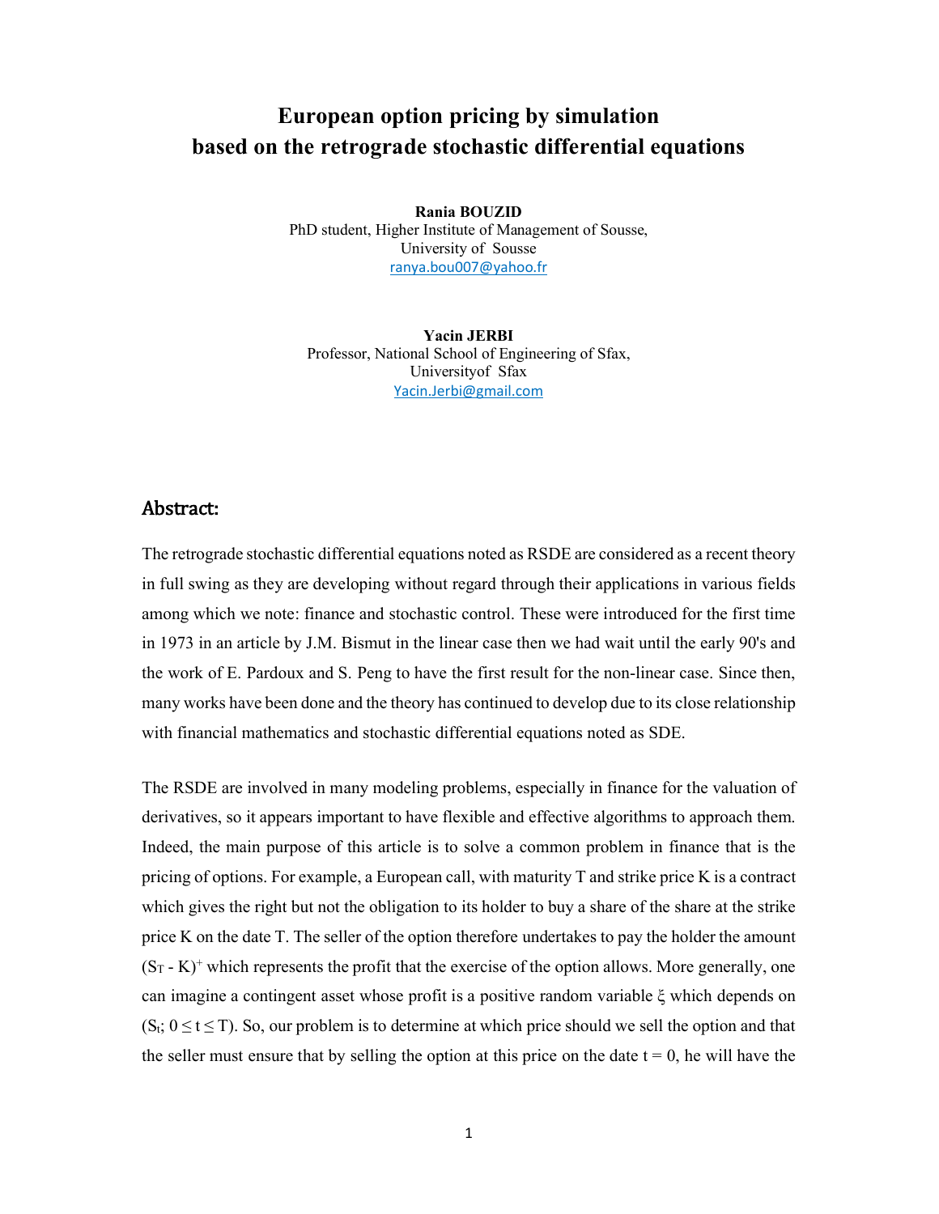# European option pricing by simulation based on the retrograde stochastic differential equations

**Rania BOUZID**
PhD student, Higher Institute of Management of Sousse,
University of Sousse
ranya.bou007@yahoo.fr

**Yacin JERBI**
Professor, National School of Engineering of Sfax,
Universityof Sfax
Yacin.Jerbi@gmail.com

## Abstract:

The retrograde stochastic differential equations noted as RSDE are considered as a recent theory in full swing as they are developing without regard through their applications in various fields among which we note: finance and stochastic control. These were introduced for the first time in 1973 in an article by J.M. Bismut in the linear case then we had wait until the early 90's and the work of E. Pardoux and S. Peng to have the first result for the non-linear case. Since then, many works have been done and the theory has continued to develop due to its close relationship with financial mathematics and stochastic differential equations noted as SDE.

The RSDE are involved in many modeling problems, especially in finance for the valuation of derivatives, so it appears important to have flexible and effective algorithms to approach them. Indeed, the main purpose of this article is to solve a common problem in finance that is the pricing of options. For example, a European call, with maturity T and strike price K is a contract which gives the right but not the obligation to its holder to buy a share of the share at the strike price K on the date T. The seller of the option therefore undertakes to pay the holder the amount $(S_T - K)^+$ which represents the profit that the exercise of the option allows. More generally, one can imagine a contingent asset whose profit is a positive random variable $\xi$ which depends on $(S_t; 0 \leq t \leq T)$. So, our problem is to determine at which price should we sell the option and that the seller must ensure that by selling the option at this price on the date $t = 0$, he will have the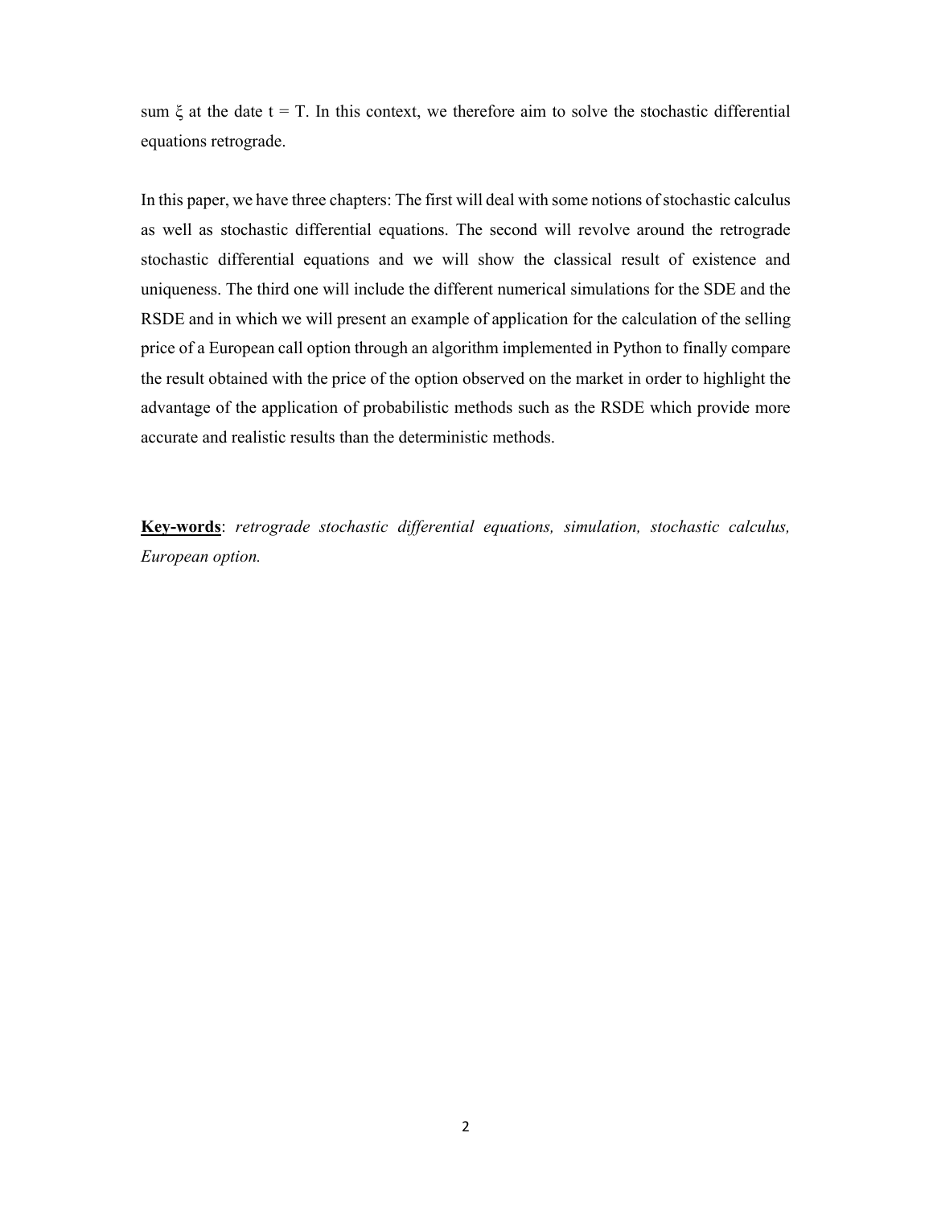sum $\xi$ at the date $t = T$. In this context, we therefore aim to solve the stochastic differential equations retrograde.

In this paper, we have three chapters: The first will deal with some notions of stochastic calculus as well as stochastic differential equations. The second will revolve around the retrograde stochastic differential equations and we will show the classical result of existence and uniqueness. The third one will include the different numerical simulations for the SDE and the RSDE and in which we will present an example of application for the calculation of the selling price of a European call option through an algorithm implemented in Python to finally compare the result obtained with the price of the option observed on the market in order to highlight the advantage of the application of probabilistic methods such as the RSDE which provide more accurate and realistic results than the deterministic methods.

**Key-words**: *retrograde stochastic differential equations, simulation, stochastic calculus, European option.*